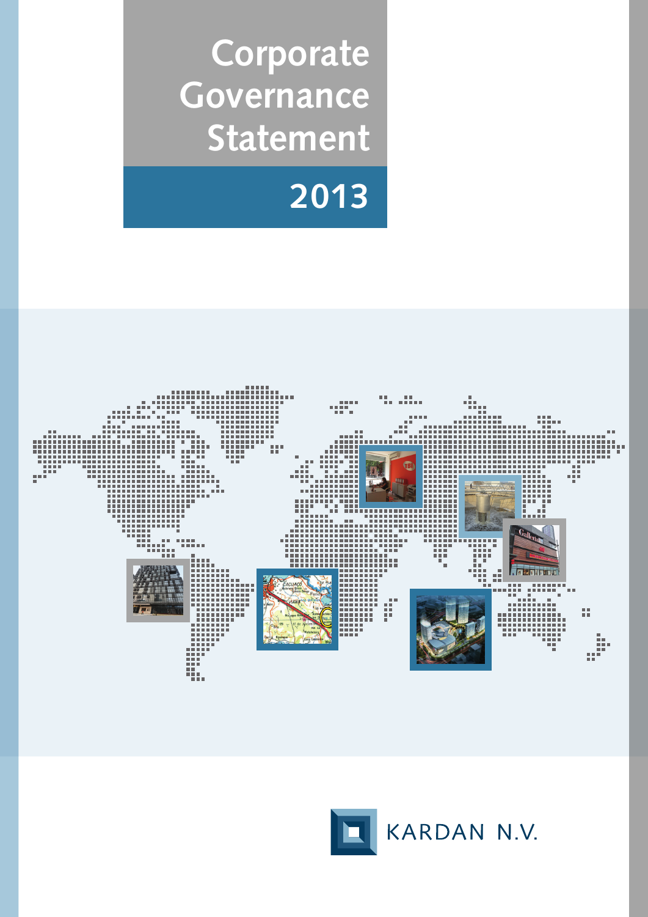# Corporate Governance Statement

## 2013

KARDAN N.V.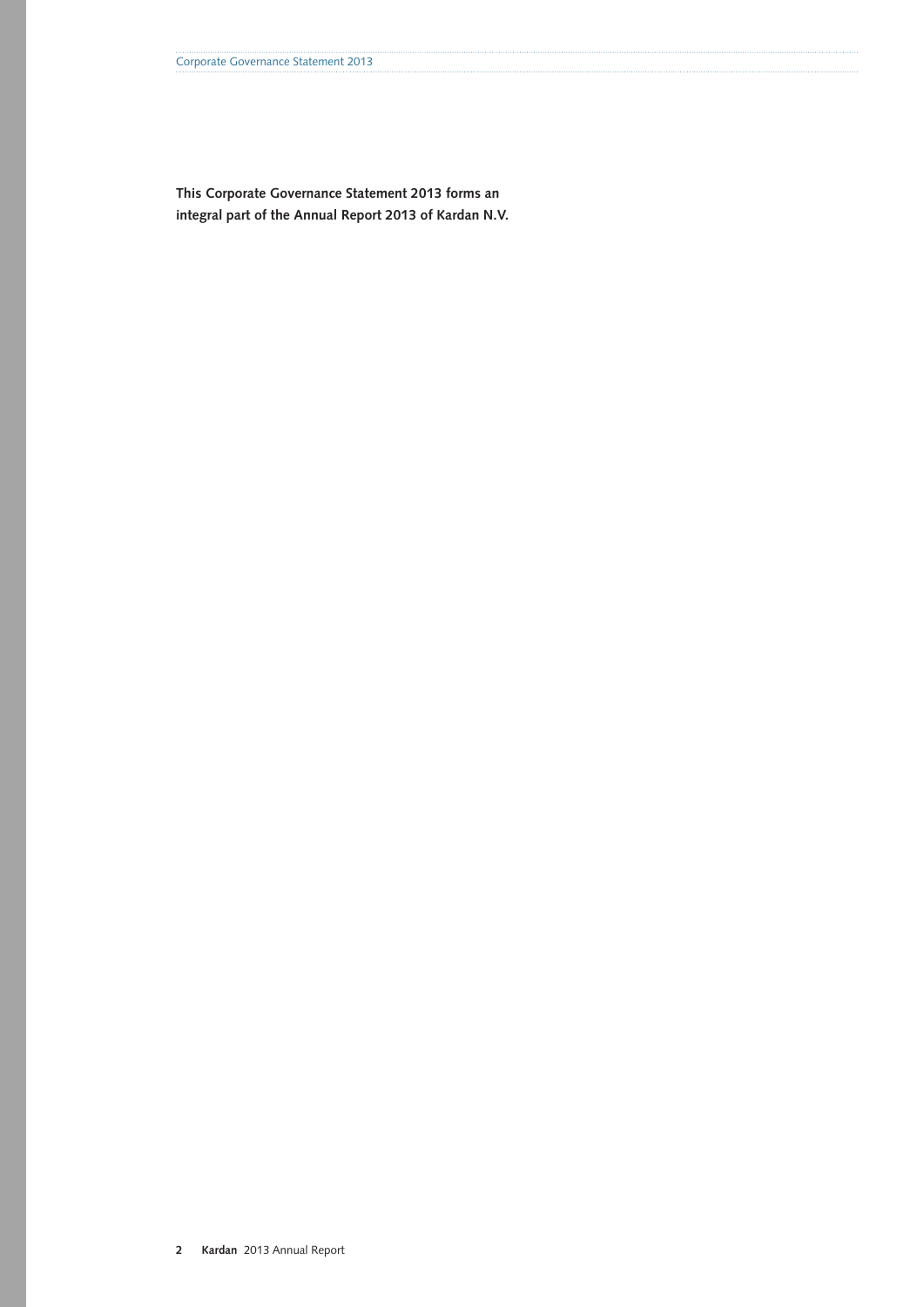**This Corporate Governance Statement 2013 forms an integral part of the Annual Report 2013 of Kardan N.V.**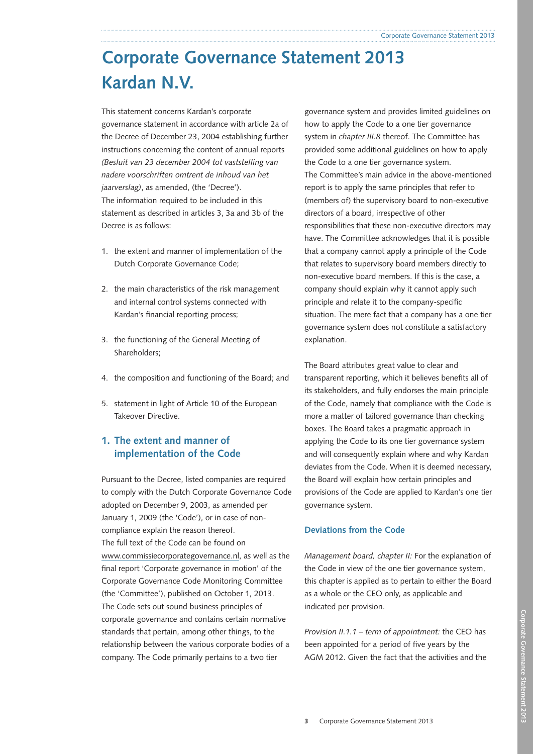# Corporate Governance Statement 2013 Kardan N.V.

This statement concerns Kardan's corporate governance statement in accordance with article 2a of the Decree of December 23, 2004 establishing further instructions concerning the content of annual reports *(Besluit van 23 december 2004 tot vaststelling van nadere voorschriften omtrent de inhoud van het jaarverslag)*, as amended, (the 'Decree').
The information required to be included in this statement as described in articles 3, 3a and 3b of the Decree is as follows:

1. the extent and manner of implementation of the Dutch Corporate Governance Code;
2. the main characteristics of the risk management and internal control systems connected with Kardan's financial reporting process;
3. the functioning of the General Meeting of Shareholders;
4. the composition and functioning of the Board; and
5. statement in light of Article 10 of the European Takeover Directive.

## 1. The extent and manner of implementation of the Code

Pursuant to the Decree, listed companies are required to comply with the Dutch Corporate Governance Code adopted on December 9, 2003, as amended per January 1, 2009 (the 'Code'), or in case of non-compliance explain the reason thereof.
The full text of the Code can be found on www.commissiecorporategovernance.nl, as well as the final report 'Corporate governance in motion' of the Corporate Governance Code Monitoring Committee (the 'Committee'), published on October 1, 2013.
The Code sets out sound business principles of corporate governance and contains certain normative standards that pertain, among other things, to the relationship between the various corporate bodies of a company. The Code primarily pertains to a two tier governance system and provides limited guidelines on how to apply the Code to a one tier governance system in *chapter III.8* thereof. The Committee has provided some additional guidelines on how to apply the Code to a one tier governance system.
The Committee's main advice in the above-mentioned report is to apply the same principles that refer to (members of) the supervisory board to non-executive directors of a board, irrespective of other responsibilities that these non-executive directors may have. The Committee acknowledges that it is possible that a company cannot apply a principle of the Code that relates to supervisory board members directly to non-executive board members. If this is the case, a company should explain why it cannot apply such principle and relate it to the company-specific situation. The mere fact that a company has a one tier governance system does not constitute a satisfactory explanation.

The Board attributes great value to clear and transparent reporting, which it believes benefits all of its stakeholders, and fully endorses the main principle of the Code, namely that compliance with the Code is more a matter of tailored governance than checking boxes. The Board takes a pragmatic approach in applying the Code to its one tier governance system and will consequently explain where and why Kardan deviates from the Code. When it is deemed necessary, the Board will explain how certain principles and provisions of the Code are applied to Kardan's one tier governance system.

### Deviations from the Code

*Management board, chapter II:* For the explanation of the Code in view of the one tier governance system, this chapter is applied as to pertain to either the Board as a whole or the CEO only, as applicable and indicated per provision.

*Provision II.1.1 – term of appointment:* the CEO has been appointed for a period of five years by the AGM 2012. Given the fact that the activities and the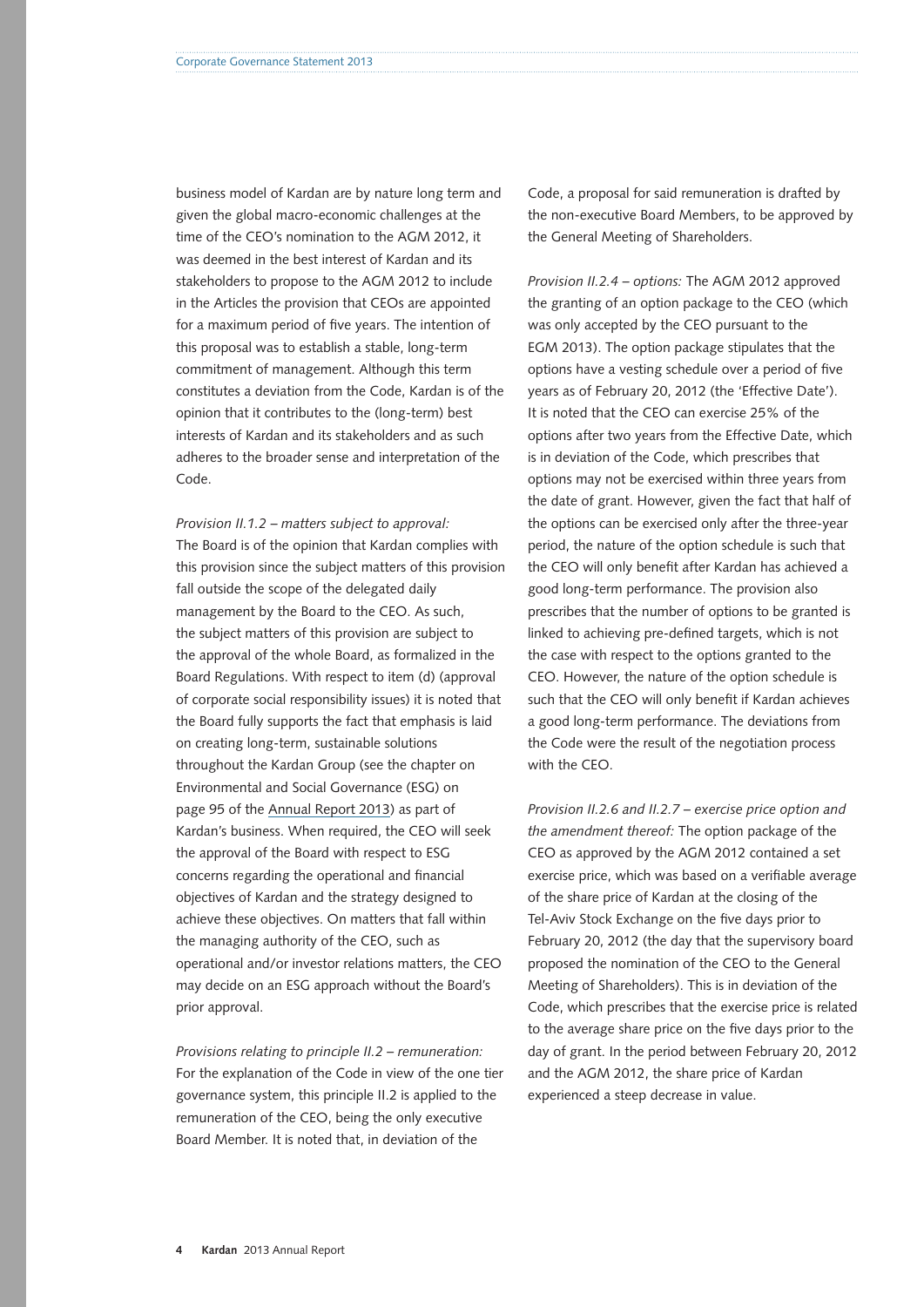business model of Kardan are by nature long term and given the global macro-economic challenges at the time of the CEO's nomination to the AGM 2012, it was deemed in the best interest of Kardan and its stakeholders to propose to the AGM 2012 to include in the Articles the provision that CEOs are appointed for a maximum period of five years. The intention of this proposal was to establish a stable, long-term commitment of management. Although this term constitutes a deviation from the Code, Kardan is of the opinion that it contributes to the (long-term) best interests of Kardan and its stakeholders and as such adheres to the broader sense and interpretation of the Code.

*Provision II.1.2 – matters subject to approval:* The Board is of the opinion that Kardan complies with this provision since the subject matters of this provision fall outside the scope of the delegated daily management by the Board to the CEO. As such, the subject matters of this provision are subject to the approval of the whole Board, as formalized in the Board Regulations. With respect to item (d) (approval of corporate social responsibility issues) it is noted that the Board fully supports the fact that emphasis is laid on creating long-term, sustainable solutions throughout the Kardan Group (see the chapter on Environmental and Social Governance (ESG) on page 95 of the Annual Report 2013) as part of Kardan's business. When required, the CEO will seek the approval of the Board with respect to ESG concerns regarding the operational and financial objectives of Kardan and the strategy designed to achieve these objectives. On matters that fall within the managing authority of the CEO, such as operational and/or investor relations matters, the CEO may decide on an ESG approach without the Board's prior approval.

*Provisions relating to principle II.2 – remuneration:* For the explanation of the Code in view of the one tier governance system, this principle II.2 is applied to the remuneration of the CEO, being the only executive Board Member. It is noted that, in deviation of the Code, a proposal for said remuneration is drafted by the non-executive Board Members, to be approved by the General Meeting of Shareholders.

*Provision II.2.4 – options:* The AGM 2012 approved the granting of an option package to the CEO (which was only accepted by the CEO pursuant to the EGM 2013). The option package stipulates that the options have a vesting schedule over a period of five years as of February 20, 2012 (the 'Effective Date'). It is noted that the CEO can exercise 25% of the options after two years from the Effective Date, which is in deviation of the Code, which prescribes that options may not be exercised within three years from the date of grant. However, given the fact that half of the options can be exercised only after the three-year period, the nature of the option schedule is such that the CEO will only benefit after Kardan has achieved a good long-term performance. The provision also prescribes that the number of options to be granted is linked to achieving pre-defined targets, which is not the case with respect to the options granted to the CEO. However, the nature of the option schedule is such that the CEO will only benefit if Kardan achieves a good long-term performance. The deviations from the Code were the result of the negotiation process with the CEO.

*Provision II.2.6 and II.2.7 – exercise price option and the amendment thereof:* The option package of the CEO as approved by the AGM 2012 contained a set exercise price, which was based on a verifiable average of the share price of Kardan at the closing of the Tel-Aviv Stock Exchange on the five days prior to February 20, 2012 (the day that the supervisory board proposed the nomination of the CEO to the General Meeting of Shareholders). This is in deviation of the Code, which prescribes that the exercise price is related to the average share price on the five days prior to the day of grant. In the period between February 20, 2012 and the AGM 2012, the share price of Kardan experienced a steep decrease in value.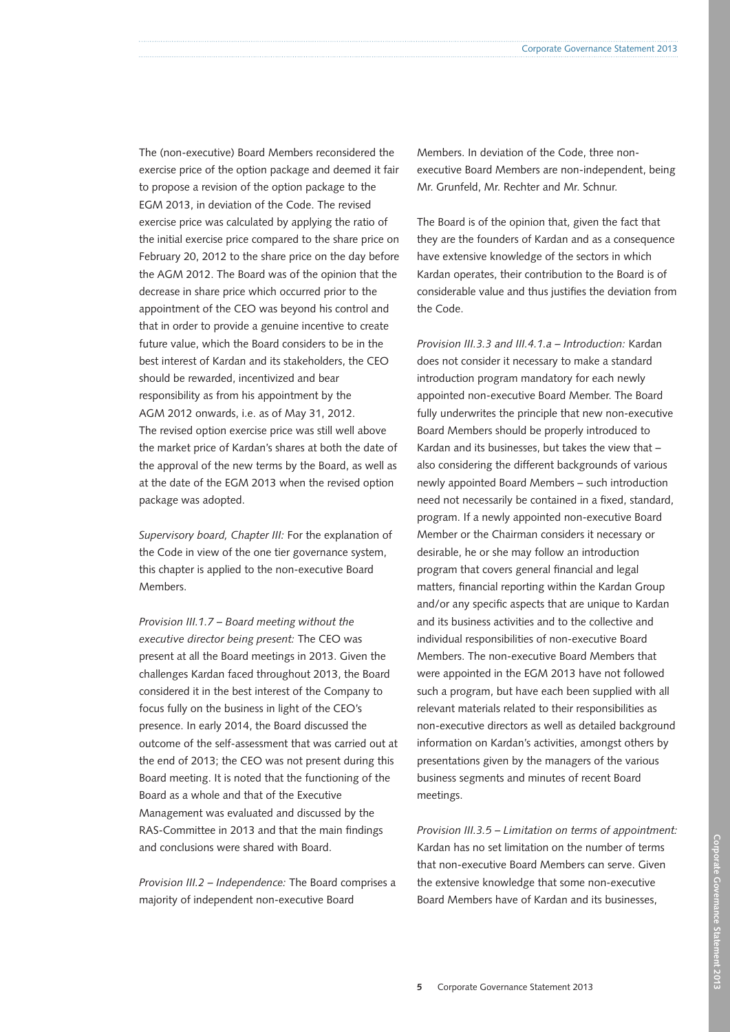The (non-executive) Board Members reconsidered the exercise price of the option package and deemed it fair to propose a revision of the option package to the EGM 2013, in deviation of the Code. The revised exercise price was calculated by applying the ratio of the initial exercise price compared to the share price on February 20, 2012 to the share price on the day before the AGM 2012. The Board was of the opinion that the decrease in share price which occurred prior to the appointment of the CEO was beyond his control and that in order to provide a genuine incentive to create future value, which the Board considers to be in the best interest of Kardan and its stakeholders, the CEO should be rewarded, incentivized and bear responsibility as from his appointment by the AGM 2012 onwards, i.e. as of May 31, 2012. The revised option exercise price was still well above the market price of Kardan's shares at both the date of the approval of the new terms by the Board, as well as at the date of the EGM 2013 when the revised option package was adopted.

*Supervisory board, Chapter III:* For the explanation of the Code in view of the one tier governance system, this chapter is applied to the non-executive Board Members.

*Provision III.1.7 – Board meeting without the executive director being present:* The CEO was present at all the Board meetings in 2013. Given the challenges Kardan faced throughout 2013, the Board considered it in the best interest of the Company to focus fully on the business in light of the CEO's presence. In early 2014, the Board discussed the outcome of the self-assessment that was carried out at the end of 2013; the CEO was not present during this Board meeting. It is noted that the functioning of the Board as a whole and that of the Executive Management was evaluated and discussed by the RAS-Committee in 2013 and that the main findings and conclusions were shared with Board.

*Provision III.2 – Independence:* The Board comprises a majority of independent non-executive Board Members. In deviation of the Code, three non-executive Board Members are non-independent, being Mr. Grunfeld, Mr. Rechter and Mr. Schnur.

The Board is of the opinion that, given the fact that they are the founders of Kardan and as a consequence have extensive knowledge of the sectors in which Kardan operates, their contribution to the Board is of considerable value and thus justifies the deviation from the Code.

*Provision III.3.3 and III.4.1.a – Introduction:* Kardan does not consider it necessary to make a standard introduction program mandatory for each newly appointed non-executive Board Member. The Board fully underwrites the principle that new non-executive Board Members should be properly introduced to Kardan and its businesses, but takes the view that – also considering the different backgrounds of various newly appointed Board Members – such introduction need not necessarily be contained in a fixed, standard, program. If a newly appointed non-executive Board Member or the Chairman considers it necessary or desirable, he or she may follow an introduction program that covers general financial and legal matters, financial reporting within the Kardan Group and/or any specific aspects that are unique to Kardan and its business activities and to the collective and individual responsibilities of non-executive Board Members. The non-executive Board Members that were appointed in the EGM 2013 have not followed such a program, but have each been supplied with all relevant materials related to their responsibilities as non-executive directors as well as detailed background information on Kardan's activities, amongst others by presentations given by the managers of the various business segments and minutes of recent Board meetings.

*Provision III.3.5 – Limitation on terms of appointment:* Kardan has no set limitation on the number of terms that non-executive Board Members can serve. Given the extensive knowledge that some non-executive Board Members have of Kardan and its businesses,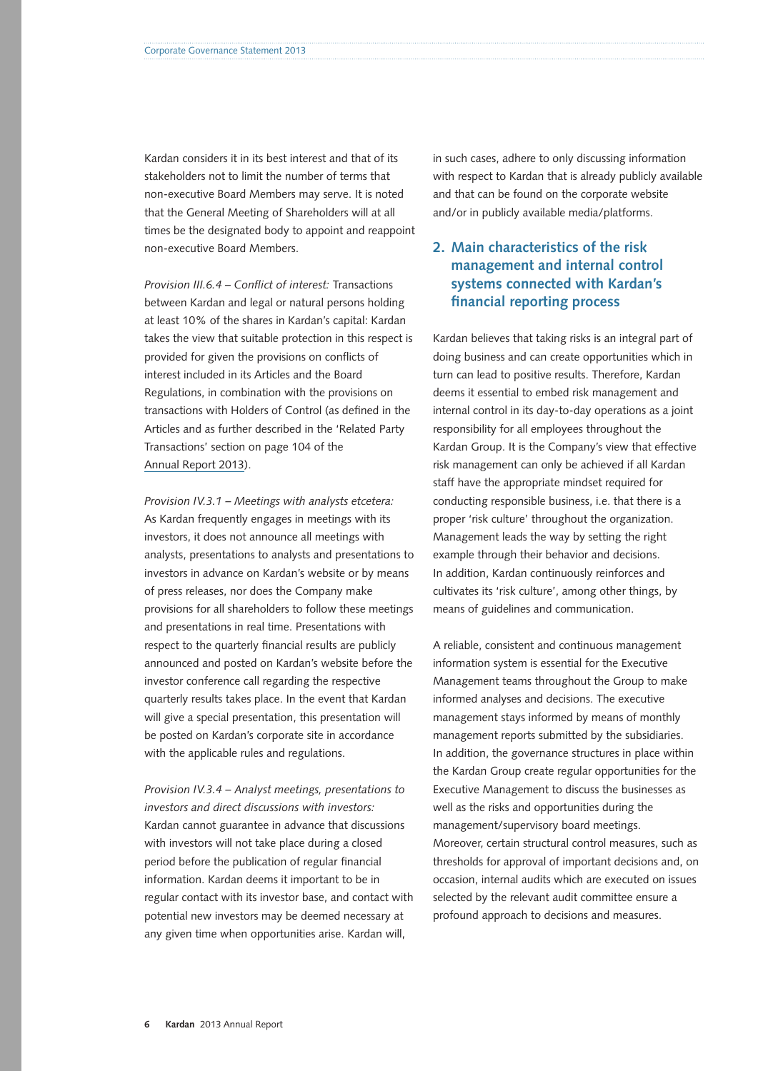Kardan considers it in its best interest and that of its stakeholders not to limit the number of terms that non-executive Board Members may serve. It is noted that the General Meeting of Shareholders will at all times be the designated body to appoint and reappoint non-executive Board Members.

*Provision III.6.4 – Conflict of interest:* Transactions between Kardan and legal or natural persons holding at least 10% of the shares in Kardan's capital: Kardan takes the view that suitable protection in this respect is provided for given the provisions on conflicts of interest included in its Articles and the Board Regulations, in combination with the provisions on transactions with Holders of Control (as defined in the Articles and as further described in the 'Related Party Transactions' section on page 104 of the Annual Report 2013).

*Provision IV.3.1 – Meetings with analysts etcetera:* As Kardan frequently engages in meetings with its investors, it does not announce all meetings with analysts, presentations to analysts and presentations to investors in advance on Kardan's website or by means of press releases, nor does the Company make provisions for all shareholders to follow these meetings and presentations in real time. Presentations with respect to the quarterly financial results are publicly announced and posted on Kardan's website before the investor conference call regarding the respective quarterly results takes place. In the event that Kardan will give a special presentation, this presentation will be posted on Kardan's corporate site in accordance with the applicable rules and regulations.

*Provision IV.3.4 – Analyst meetings, presentations to investors and direct discussions with investors:* Kardan cannot guarantee in advance that discussions with investors will not take place during a closed period before the publication of regular financial information. Kardan deems it important to be in regular contact with its investor base, and contact with potential new investors may be deemed necessary at any given time when opportunities arise. Kardan will, in such cases, adhere to only discussing information with respect to Kardan that is already publicly available and that can be found on the corporate website and/or in publicly available media/platforms.

## 2. Main characteristics of the risk management and internal control systems connected with Kardan's financial reporting process

Kardan believes that taking risks is an integral part of doing business and can create opportunities which in turn can lead to positive results. Therefore, Kardan deems it essential to embed risk management and internal control in its day-to-day operations as a joint responsibility for all employees throughout the Kardan Group. It is the Company's view that effective risk management can only be achieved if all Kardan staff have the appropriate mindset required for conducting responsible business, i.e. that there is a proper 'risk culture' throughout the organization. Management leads the way by setting the right example through their behavior and decisions. In addition, Kardan continuously reinforces and cultivates its 'risk culture', among other things, by means of guidelines and communication.

A reliable, consistent and continuous management information system is essential for the Executive Management teams throughout the Group to make informed analyses and decisions. The executive management stays informed by means of monthly management reports submitted by the subsidiaries. In addition, the governance structures in place within the Kardan Group create regular opportunities for the Executive Management to discuss the businesses as well as the risks and opportunities during the management/supervisory board meetings. Moreover, certain structural control measures, such as thresholds for approval of important decisions and, on occasion, internal audits which are executed on issues selected by the relevant audit committee ensure a profound approach to decisions and measures.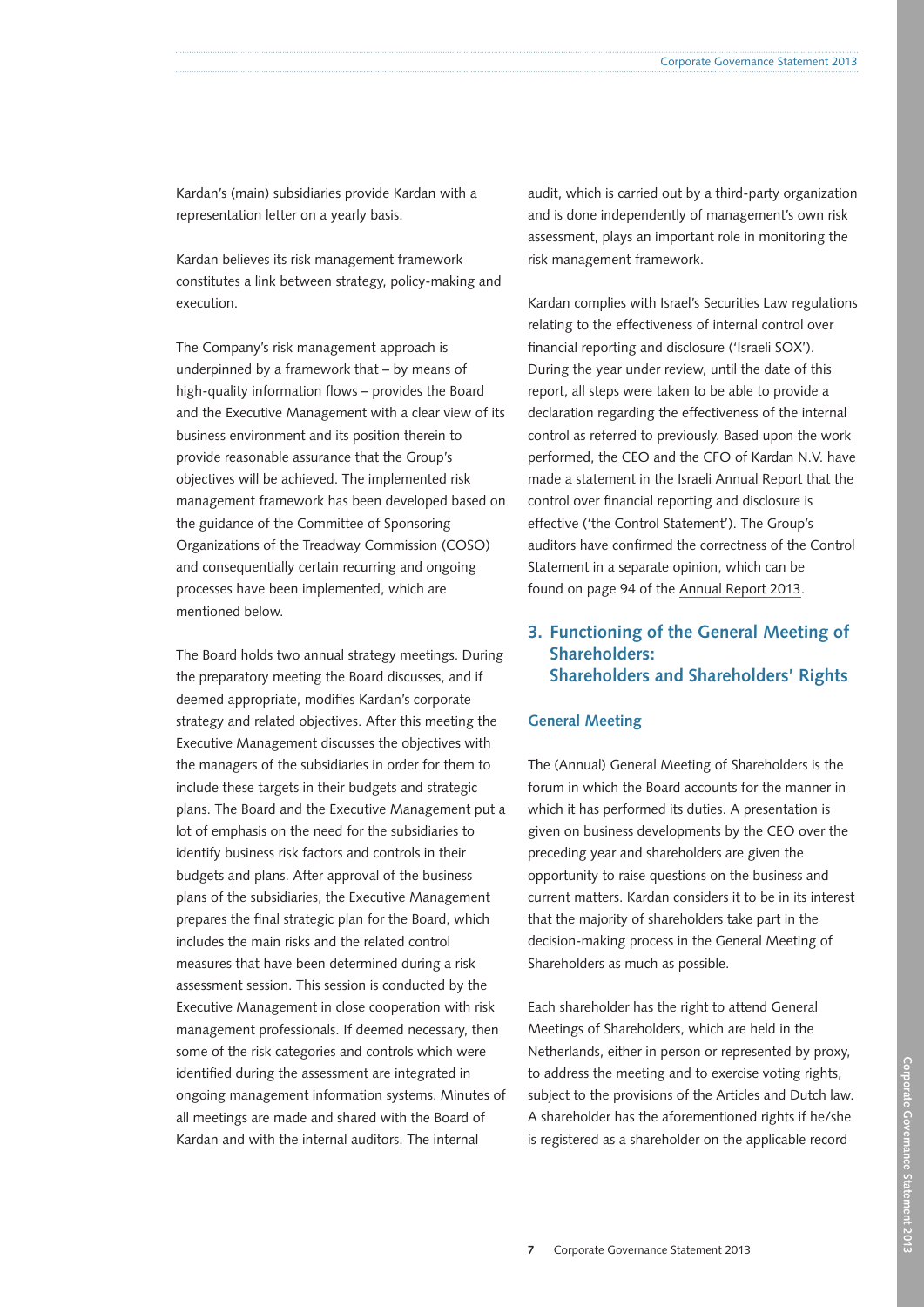Kardan's (main) subsidiaries provide Kardan with a representation letter on a yearly basis.

Kardan believes its risk management framework constitutes a link between strategy, policy-making and execution.

The Company's risk management approach is underpinned by a framework that – by means of high-quality information flows – provides the Board and the Executive Management with a clear view of its business environment and its position therein to provide reasonable assurance that the Group's objectives will be achieved. The implemented risk management framework has been developed based on the guidance of the Committee of Sponsoring Organizations of the Treadway Commission (COSO) and consequentially certain recurring and ongoing processes have been implemented, which are mentioned below.

The Board holds two annual strategy meetings. During the preparatory meeting the Board discusses, and if deemed appropriate, modifies Kardan's corporate strategy and related objectives. After this meeting the Executive Management discusses the objectives with the managers of the subsidiaries in order for them to include these targets in their budgets and strategic plans. The Board and the Executive Management put a lot of emphasis on the need for the subsidiaries to identify business risk factors and controls in their budgets and plans. After approval of the business plans of the subsidiaries, the Executive Management prepares the final strategic plan for the Board, which includes the main risks and the related control measures that have been determined during a risk assessment session. This session is conducted by the Executive Management in close cooperation with risk management professionals. If deemed necessary, then some of the risk categories and controls which were identified during the assessment are integrated in ongoing management information systems. Minutes of all meetings are made and shared with the Board of Kardan and with the internal auditors. The internal audit, which is carried out by a third-party organization and is done independently of management's own risk assessment, plays an important role in monitoring the risk management framework.

Kardan complies with Israel's Securities Law regulations relating to the effectiveness of internal control over financial reporting and disclosure ('Israeli SOX'). During the year under review, until the date of this report, all steps were taken to be able to provide a declaration regarding the effectiveness of the internal control as referred to previously. Based upon the work performed, the CEO and the CFO of Kardan N.V. have made a statement in the Israeli Annual Report that the control over financial reporting and disclosure is effective ('the Control Statement'). The Group's auditors have confirmed the correctness of the Control Statement in a separate opinion, which can be found on page 94 of the Annual Report 2013.

## 3. Functioning of the General Meeting of Shareholders: Shareholders and Shareholders' Rights

### General Meeting

The (Annual) General Meeting of Shareholders is the forum in which the Board accounts for the manner in which it has performed its duties. A presentation is given on business developments by the CEO over the preceding year and shareholders are given the opportunity to raise questions on the business and current matters. Kardan considers it to be in its interest that the majority of shareholders take part in the decision-making process in the General Meeting of Shareholders as much as possible.

Each shareholder has the right to attend General Meetings of Shareholders, which are held in the Netherlands, either in person or represented by proxy, to address the meeting and to exercise voting rights, subject to the provisions of the Articles and Dutch law. A shareholder has the aforementioned rights if he/she is registered as a shareholder on the applicable record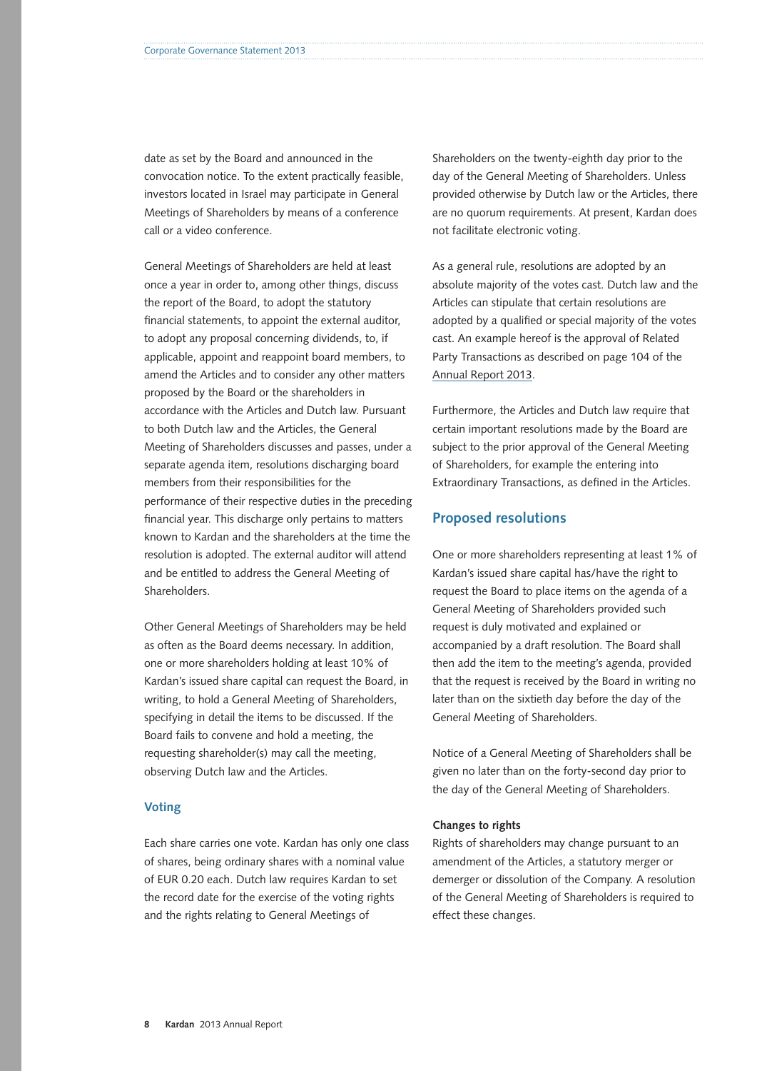date as set by the Board and announced in the convocation notice. To the extent practically feasible, investors located in Israel may participate in General Meetings of Shareholders by means of a conference call or a video conference.

General Meetings of Shareholders are held at least once a year in order to, among other things, discuss the report of the Board, to adopt the statutory financial statements, to appoint the external auditor, to adopt any proposal concerning dividends, to, if applicable, appoint and reappoint board members, to amend the Articles and to consider any other matters proposed by the Board or the shareholders in accordance with the Articles and Dutch law. Pursuant to both Dutch law and the Articles, the General Meeting of Shareholders discusses and passes, under a separate agenda item, resolutions discharging board members from their responsibilities for the performance of their respective duties in the preceding financial year. This discharge only pertains to matters known to Kardan and the shareholders at the time the resolution is adopted. The external auditor will attend and be entitled to address the General Meeting of Shareholders.

Other General Meetings of Shareholders may be held as often as the Board deems necessary. In addition, one or more shareholders holding at least 10% of Kardan's issued share capital can request the Board, in writing, to hold a General Meeting of Shareholders, specifying in detail the items to be discussed. If the Board fails to convene and hold a meeting, the requesting shareholder(s) may call the meeting, observing Dutch law and the Articles.

### Voting

Each share carries one vote. Kardan has only one class of shares, being ordinary shares with a nominal value of EUR 0.20 each. Dutch law requires Kardan to set the record date for the exercise of the voting rights and the rights relating to General Meetings of Shareholders on the twenty-eighth day prior to the day of the General Meeting of Shareholders. Unless provided otherwise by Dutch law or the Articles, there are no quorum requirements. At present, Kardan does not facilitate electronic voting.

As a general rule, resolutions are adopted by an absolute majority of the votes cast. Dutch law and the Articles can stipulate that certain resolutions are adopted by a qualified or special majority of the votes cast. An example hereof is the approval of Related Party Transactions as described on page 104 of the Annual Report 2013.

Furthermore, the Articles and Dutch law require that certain important resolutions made by the Board are subject to the prior approval of the General Meeting of Shareholders, for example the entering into Extraordinary Transactions, as defined in the Articles.

## Proposed resolutions

One or more shareholders representing at least 1% of Kardan's issued share capital has/have the right to request the Board to place items on the agenda of a General Meeting of Shareholders provided such request is duly motivated and explained or accompanied by a draft resolution. The Board shall then add the item to the meeting's agenda, provided that the request is received by the Board in writing no later than on the sixtieth day before the day of the General Meeting of Shareholders.

Notice of a General Meeting of Shareholders shall be given no later than on the forty-second day prior to the day of the General Meeting of Shareholders.

**Changes to rights**

Rights of shareholders may change pursuant to an amendment of the Articles, a statutory merger or demerger or dissolution of the Company. A resolution of the General Meeting of Shareholders is required to effect these changes.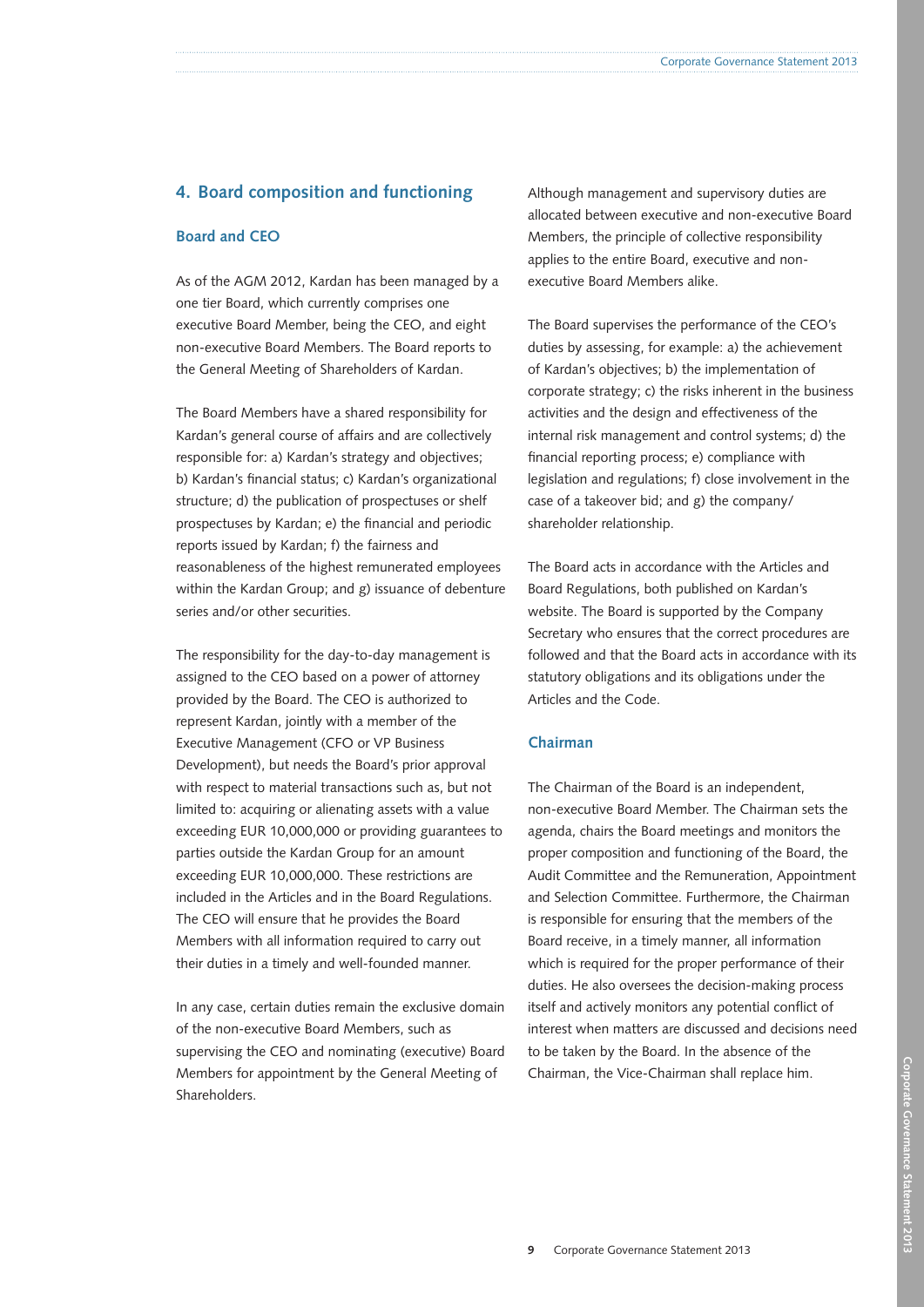## 4. Board composition and functioning

### Board and CEO

As of the AGM 2012, Kardan has been managed by a one tier Board, which currently comprises one executive Board Member, being the CEO, and eight non-executive Board Members. The Board reports to the General Meeting of Shareholders of Kardan.

The Board Members have a shared responsibility for Kardan's general course of affairs and are collectively responsible for: a) Kardan's strategy and objectives; b) Kardan's financial status; c) Kardan's organizational structure; d) the publication of prospectuses or shelf prospectuses by Kardan; e) the financial and periodic reports issued by Kardan; f) the fairness and reasonableness of the highest remunerated employees within the Kardan Group; and g) issuance of debenture series and/or other securities.

The responsibility for the day-to-day management is assigned to the CEO based on a power of attorney provided by the Board. The CEO is authorized to represent Kardan, jointly with a member of the Executive Management (CFO or VP Business Development), but needs the Board's prior approval with respect to material transactions such as, but not limited to: acquiring or alienating assets with a value exceeding EUR 10,000,000 or providing guarantees to parties outside the Kardan Group for an amount exceeding EUR 10,000,000. These restrictions are included in the Articles and in the Board Regulations. The CEO will ensure that he provides the Board Members with all information required to carry out their duties in a timely and well-founded manner.

In any case, certain duties remain the exclusive domain of the non-executive Board Members, such as supervising the CEO and nominating (executive) Board Members for appointment by the General Meeting of Shareholders.

Although management and supervisory duties are allocated between executive and non-executive Board Members, the principle of collective responsibility applies to the entire Board, executive and non-executive Board Members alike.

The Board supervises the performance of the CEO's duties by assessing, for example: a) the achievement of Kardan's objectives; b) the implementation of corporate strategy; c) the risks inherent in the business activities and the design and effectiveness of the internal risk management and control systems; d) the financial reporting process; e) compliance with legislation and regulations; f) close involvement in the case of a takeover bid; and g) the company/shareholder relationship.

The Board acts in accordance with the Articles and Board Regulations, both published on Kardan's website. The Board is supported by the Company Secretary who ensures that the correct procedures are followed and that the Board acts in accordance with its statutory obligations and its obligations under the Articles and the Code.

### Chairman

The Chairman of the Board is an independent, non-executive Board Member. The Chairman sets the agenda, chairs the Board meetings and monitors the proper composition and functioning of the Board, the Audit Committee and the Remuneration, Appointment and Selection Committee. Furthermore, the Chairman is responsible for ensuring that the members of the Board receive, in a timely manner, all information which is required for the proper performance of their duties. He also oversees the decision-making process itself and actively monitors any potential conflict of interest when matters are discussed and decisions need to be taken by the Board. In the absence of the Chairman, the Vice-Chairman shall replace him.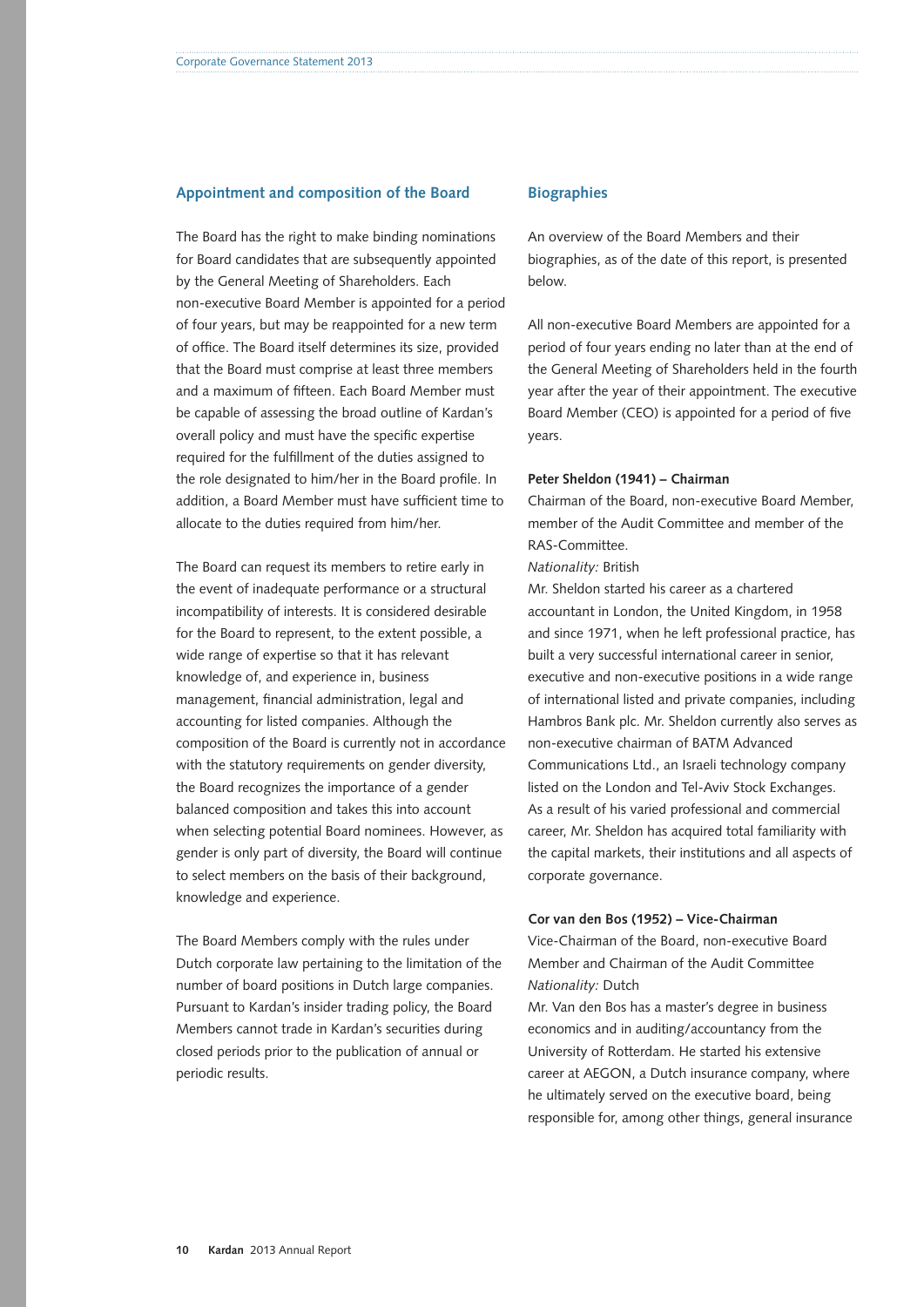## Appointment and composition of the Board

The Board has the right to make binding nominations for Board candidates that are subsequently appointed by the General Meeting of Shareholders. Each non-executive Board Member is appointed for a period of four years, but may be reappointed for a new term of office. The Board itself determines its size, provided that the Board must comprise at least three members and a maximum of fifteen. Each Board Member must be capable of assessing the broad outline of Kardan's overall policy and must have the specific expertise required for the fulfillment of the duties assigned to the role designated to him/her in the Board profile. In addition, a Board Member must have sufficient time to allocate to the duties required from him/her.

The Board can request its members to retire early in the event of inadequate performance or a structural incompatibility of interests. It is considered desirable for the Board to represent, to the extent possible, a wide range of expertise so that it has relevant knowledge of, and experience in, business management, financial administration, legal and accounting for listed companies. Although the composition of the Board is currently not in accordance with the statutory requirements on gender diversity, the Board recognizes the importance of a gender balanced composition and takes this into account when selecting potential Board nominees. However, as gender is only part of diversity, the Board will continue to select members on the basis of their background, knowledge and experience.

The Board Members comply with the rules under Dutch corporate law pertaining to the limitation of the number of board positions in Dutch large companies. Pursuant to Kardan's insider trading policy, the Board Members cannot trade in Kardan's securities during closed periods prior to the publication of annual or periodic results.

## Biographies

An overview of the Board Members and their biographies, as of the date of this report, is presented below.

All non-executive Board Members are appointed for a period of four years ending no later than at the end of the General Meeting of Shareholders held in the fourth year after the year of their appointment. The executive Board Member (CEO) is appointed for a period of five years.

**Peter Sheldon (1941) – Chairman**
Chairman of the Board, non-executive Board Member, member of the Audit Committee and member of the RAS-Committee.
*Nationality:* British
Mr. Sheldon started his career as a chartered accountant in London, the United Kingdom, in 1958 and since 1971, when he left professional practice, has built a very successful international career in senior, executive and non-executive positions in a wide range of international listed and private companies, including Hambros Bank plc. Mr. Sheldon currently also serves as non-executive chairman of BATM Advanced Communications Ltd., an Israeli technology company listed on the London and Tel-Aviv Stock Exchanges. As a result of his varied professional and commercial career, Mr. Sheldon has acquired total familiarity with the capital markets, their institutions and all aspects of corporate governance.

**Cor van den Bos (1952) – Vice-Chairman**
Vice-Chairman of the Board, non-executive Board Member and Chairman of the Audit Committee
*Nationality:* Dutch
Mr. Van den Bos has a master's degree in business economics and in auditing/accountancy from the University of Rotterdam. He started his extensive career at AEGON, a Dutch insurance company, where he ultimately served on the executive board, being responsible for, among other things, general insurance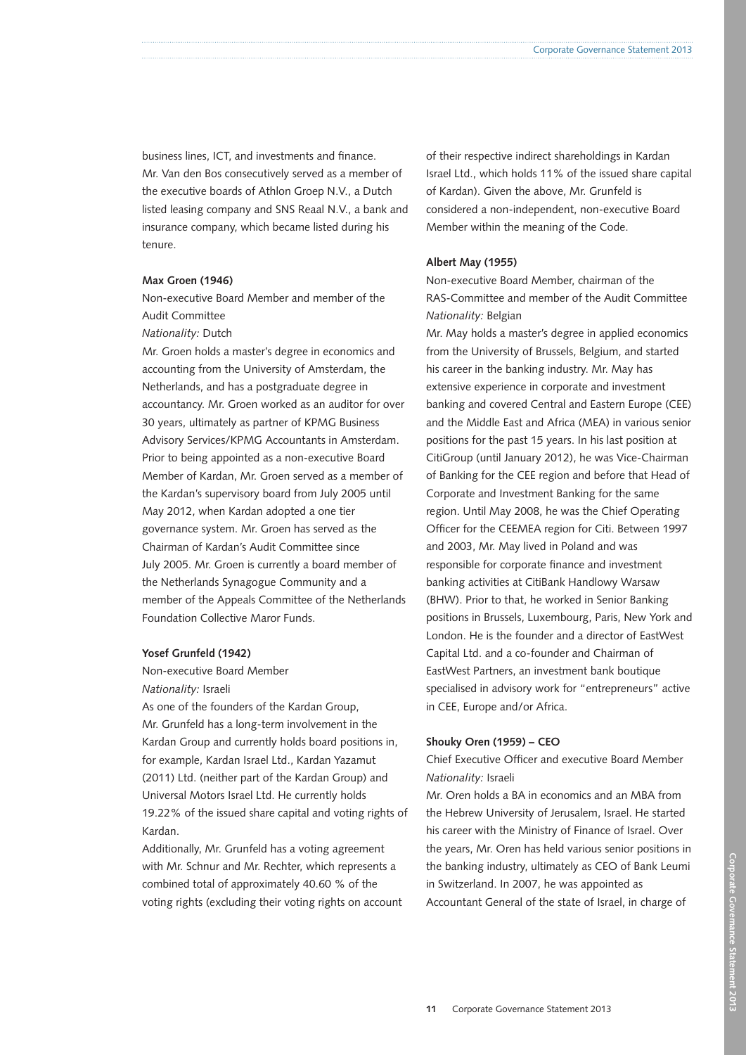business lines, ICT, and investments and finance. Mr. Van den Bos consecutively served as a member of the executive boards of Athlon Groep N.V., a Dutch listed leasing company and SNS Reaal N.V., a bank and insurance company, which became listed during his tenure.

**Max Groen (1946)**

Non-executive Board Member and member of the Audit Committee

*Nationality:* Dutch

Mr. Groen holds a master's degree in economics and accounting from the University of Amsterdam, the Netherlands, and has a postgraduate degree in accountancy. Mr. Groen worked as an auditor for over 30 years, ultimately as partner of KPMG Business Advisory Services/KPMG Accountants in Amsterdam. Prior to being appointed as a non-executive Board Member of Kardan, Mr. Groen served as a member of the Kardan's supervisory board from July 2005 until May 2012, when Kardan adopted a one tier governance system. Mr. Groen has served as the Chairman of Kardan's Audit Committee since July 2005. Mr. Groen is currently a board member of the Netherlands Synagogue Community and a member of the Appeals Committee of the Netherlands Foundation Collective Maror Funds.

**Yosef Grunfeld (1942)**

Non-executive Board Member

*Nationality:* Israeli

As one of the founders of the Kardan Group, Mr. Grunfeld has a long-term involvement in the Kardan Group and currently holds board positions in, for example, Kardan Israel Ltd., Kardan Yazamut (2011) Ltd. (neither part of the Kardan Group) and Universal Motors Israel Ltd. He currently holds 19.22% of the issued share capital and voting rights of Kardan.

Additionally, Mr. Grunfeld has a voting agreement with Mr. Schnur and Mr. Rechter, which represents a combined total of approximately 40.60 % of the voting rights (excluding their voting rights on account of their respective indirect shareholdings in Kardan Israel Ltd., which holds 11% of the issued share capital of Kardan). Given the above, Mr. Grunfeld is considered a non-independent, non-executive Board Member within the meaning of the Code.

**Albert May (1955)**

Non-executive Board Member, chairman of the RAS-Committee and member of the Audit Committee

*Nationality:* Belgian

Mr. May holds a master's degree in applied economics from the University of Brussels, Belgium, and started his career in the banking industry. Mr. May has extensive experience in corporate and investment banking and covered Central and Eastern Europe (CEE) and the Middle East and Africa (MEA) in various senior positions for the past 15 years. In his last position at CitiGroup (until January 2012), he was Vice-Chairman of Banking for the CEE region and before that Head of Corporate and Investment Banking for the same region. Until May 2008, he was the Chief Operating Officer for the CEEMEA region for Citi. Between 1997 and 2003, Mr. May lived in Poland and was responsible for corporate finance and investment banking activities at CitiBank Handlowy Warsaw (BHW). Prior to that, he worked in Senior Banking positions in Brussels, Luxembourg, Paris, New York and London. He is the founder and a director of EastWest Capital Ltd. and a co-founder and Chairman of EastWest Partners, an investment bank boutique specialised in advisory work for "entrepreneurs" active in CEE, Europe and/or Africa.

**Shouky Oren (1959) – CEO**

Chief Executive Officer and executive Board Member

*Nationality:* Israeli

Mr. Oren holds a BA in economics and an MBA from the Hebrew University of Jerusalem, Israel. He started his career with the Ministry of Finance of Israel. Over the years, Mr. Oren has held various senior positions in the banking industry, ultimately as CEO of Bank Leumi in Switzerland. In 2007, he was appointed as Accountant General of the state of Israel, in charge of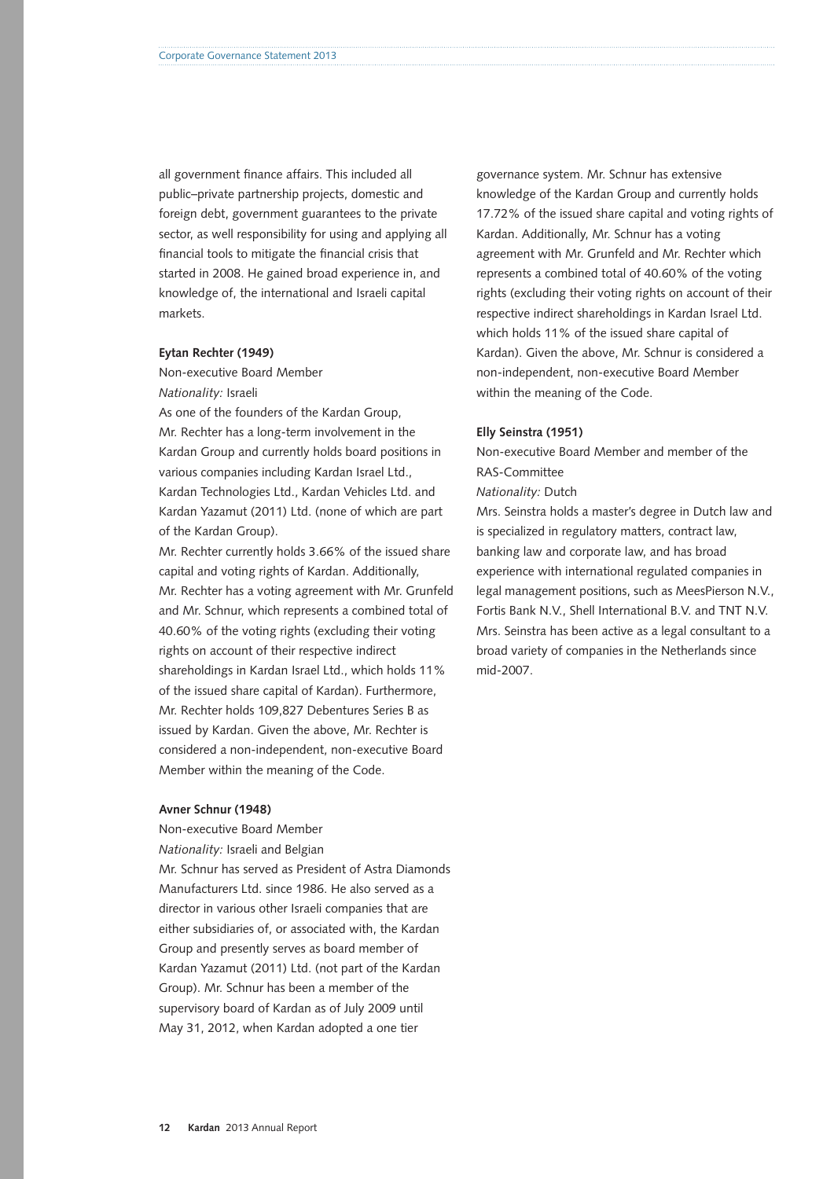all government finance affairs. This included all public–private partnership projects, domestic and foreign debt, government guarantees to the private sector, as well responsibility for using and applying all financial tools to mitigate the financial crisis that started in 2008. He gained broad experience in, and knowledge of, the international and Israeli capital markets.

**Eytan Rechter (1949)**

Non-executive Board Member
*Nationality:* Israeli

As one of the founders of the Kardan Group, Mr. Rechter has a long-term involvement in the Kardan Group and currently holds board positions in various companies including Kardan Israel Ltd., Kardan Technologies Ltd., Kardan Vehicles Ltd. and Kardan Yazamut (2011) Ltd. (none of which are part of the Kardan Group).

Mr. Rechter currently holds 3.66% of the issued share capital and voting rights of Kardan. Additionally, Mr. Rechter has a voting agreement with Mr. Grunfeld and Mr. Schnur, which represents a combined total of 40.60% of the voting rights (excluding their voting rights on account of their respective indirect shareholdings in Kardan Israel Ltd., which holds 11% of the issued share capital of Kardan). Furthermore, Mr. Rechter holds 109,827 Debentures Series B as issued by Kardan. Given the above, Mr. Rechter is considered a non-independent, non-executive Board Member within the meaning of the Code.

**Avner Schnur (1948)**

Non-executive Board Member
*Nationality:* Israeli and Belgian

Mr. Schnur has served as President of Astra Diamonds Manufacturers Ltd. since 1986. He also served as a director in various other Israeli companies that are either subsidiaries of, or associated with, the Kardan Group and presently serves as board member of Kardan Yazamut (2011) Ltd. (not part of the Kardan Group). Mr. Schnur has been a member of the supervisory board of Kardan as of July 2009 until May 31, 2012, when Kardan adopted a one tier governance system. Mr. Schnur has extensive knowledge of the Kardan Group and currently holds 17.72% of the issued share capital and voting rights of Kardan. Additionally, Mr. Schnur has a voting agreement with Mr. Grunfeld and Mr. Rechter which represents a combined total of 40.60% of the voting rights (excluding their voting rights on account of their respective indirect shareholdings in Kardan Israel Ltd. which holds 11% of the issued share capital of Kardan). Given the above, Mr. Schnur is considered a non-independent, non-executive Board Member within the meaning of the Code.

**Elly Seinstra (1951)**

Non-executive Board Member and member of the RAS-Committee
*Nationality:* Dutch

Mrs. Seinstra holds a master's degree in Dutch law and is specialized in regulatory matters, contract law, banking law and corporate law, and has broad experience with international regulated companies in legal management positions, such as MeesPierson N.V., Fortis Bank N.V., Shell International B.V. and TNT N.V. Mrs. Seinstra has been active as a legal consultant to a broad variety of companies in the Netherlands since mid-2007.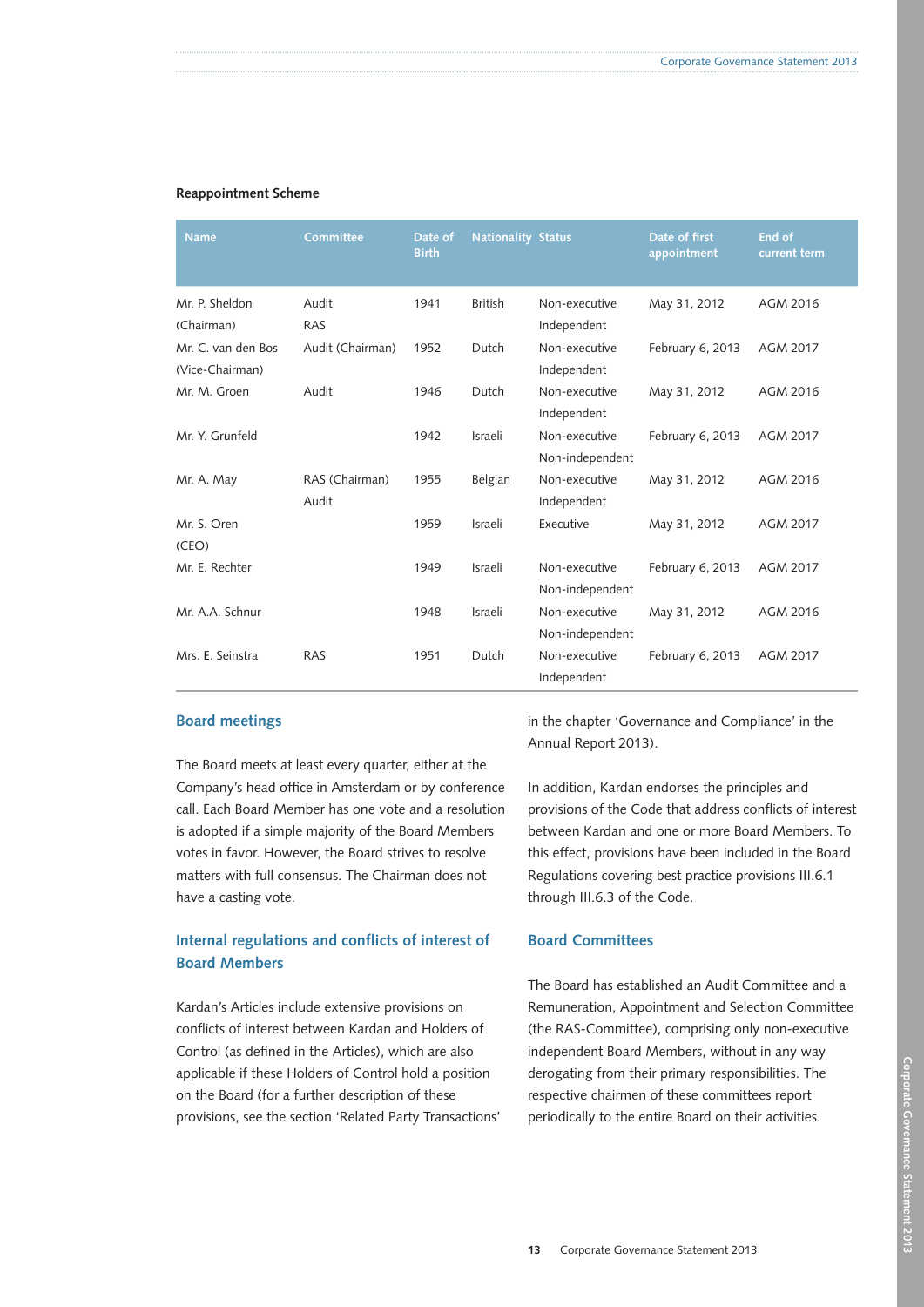**Reappointment Scheme**

| Name | Committee | Date of Birth | Nationality | Status | Date of first appointment | End of current term |
|---|---|---|---|---|---|---|
| Mr. P. Sheldon (Chairman) | Audit RAS | 1941 | British | Non-executive Independent | May 31, 2012 | AGM 2016 |
| Mr. C. van den Bos (Vice-Chairman) | Audit (Chairman) | 1952 | Dutch | Non-executive Independent | February 6, 2013 | AGM 2017 |
| Mr. M. Groen | Audit | 1946 | Dutch | Non-executive Independent | May 31, 2012 | AGM 2016 |
| Mr. Y. Grunfeld | | 1942 | Israeli | Non-executive Non-independent | February 6, 2013 | AGM 2017 |
| Mr. A. May | RAS (Chairman) Audit | 1955 | Belgian | Non-executive Independent | May 31, 2012 | AGM 2016 |
| Mr. S. Oren (CEO) | | 1959 | Israeli | Executive | May 31, 2012 | AGM 2017 |
| Mr. E. Rechter | | 1949 | Israeli | Non-executive Non-independent | February 6, 2013 | AGM 2017 |
| Mr. A.A. Schnur | | 1948 | Israeli | Non-executive Non-independent | May 31, 2012 | AGM 2016 |
| Mrs. E. Seinstra | RAS | 1951 | Dutch | Non-executive Independent | February 6, 2013 | AGM 2017 |

## Board meetings

The Board meets at least every quarter, either at the Company's head office in Amsterdam or by conference call. Each Board Member has one vote and a resolution is adopted if a simple majority of the Board Members votes in favor. However, the Board strives to resolve matters with full consensus. The Chairman does not have a casting vote.

## Internal regulations and conflicts of interest of Board Members

Kardan's Articles include extensive provisions on conflicts of interest between Kardan and Holders of Control (as defined in the Articles), which are also applicable if these Holders of Control hold a position on the Board (for a further description of these provisions, see the section 'Related Party Transactions' in the chapter 'Governance and Compliance' in the Annual Report 2013).

In addition, Kardan endorses the principles and provisions of the Code that address conflicts of interest between Kardan and one or more Board Members. To this effect, provisions have been included in the Board Regulations covering best practice provisions III.6.1 through III.6.3 of the Code.

## Board Committees

The Board has established an Audit Committee and a Remuneration, Appointment and Selection Committee (the RAS-Committee), comprising only non-executive independent Board Members, without in any way derogating from their primary responsibilities. The respective chairmen of these committees report periodically to the entire Board on their activities.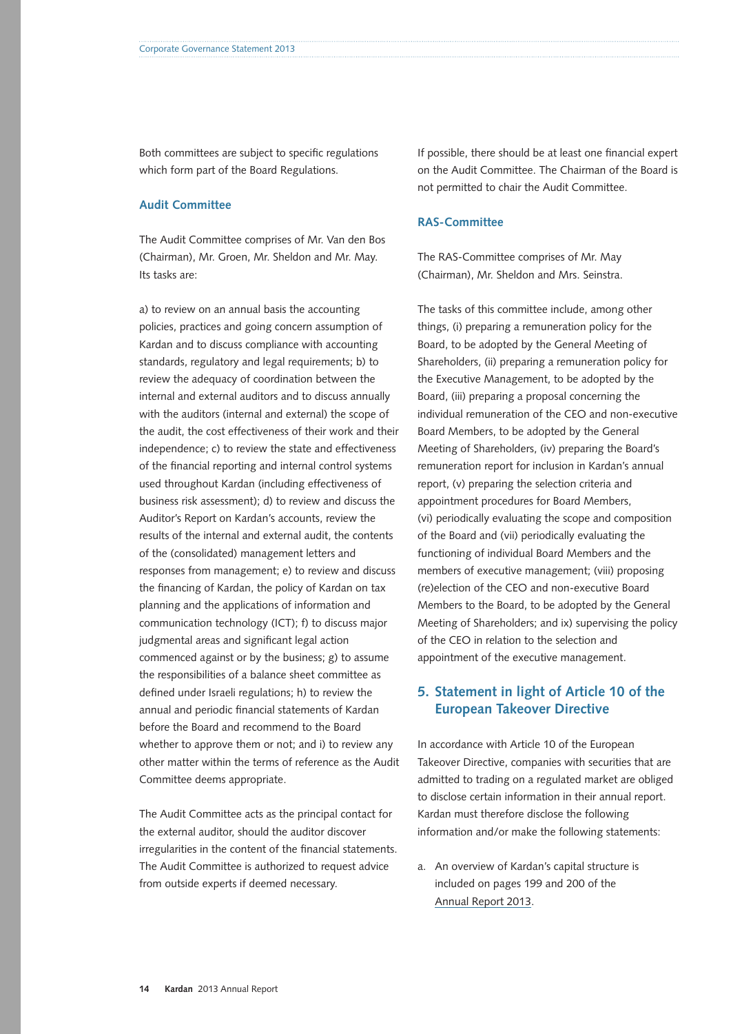Both committees are subject to specific regulations which form part of the Board Regulations.

### Audit Committee

The Audit Committee comprises of Mr. Van den Bos (Chairman), Mr. Groen, Mr. Sheldon and Mr. May. Its tasks are:

a) to review on an annual basis the accounting policies, practices and going concern assumption of Kardan and to discuss compliance with accounting standards, regulatory and legal requirements; b) to review the adequacy of coordination between the internal and external auditors and to discuss annually with the auditors (internal and external) the scope of the audit, the cost effectiveness of their work and their independence; c) to review the state and effectiveness of the financial reporting and internal control systems used throughout Kardan (including effectiveness of business risk assessment); d) to review and discuss the Auditor's Report on Kardan's accounts, review the results of the internal and external audit, the contents of the (consolidated) management letters and responses from management; e) to review and discuss the financing of Kardan, the policy of Kardan on tax planning and the applications of information and communication technology (ICT); f) to discuss major judgmental areas and significant legal action commenced against or by the business; g) to assume the responsibilities of a balance sheet committee as defined under Israeli regulations; h) to review the annual and periodic financial statements of Kardan before the Board and recommend to the Board whether to approve them or not; and i) to review any other matter within the terms of reference as the Audit Committee deems appropriate.

The Audit Committee acts as the principal contact for the external auditor, should the auditor discover irregularities in the content of the financial statements. The Audit Committee is authorized to request advice from outside experts if deemed necessary.

If possible, there should be at least one financial expert on the Audit Committee. The Chairman of the Board is not permitted to chair the Audit Committee.

### RAS-Committee

The RAS-Committee comprises of Mr. May (Chairman), Mr. Sheldon and Mrs. Seinstra.

The tasks of this committee include, among other things, (i) preparing a remuneration policy for the Board, to be adopted by the General Meeting of Shareholders, (ii) preparing a remuneration policy for the Executive Management, to be adopted by the Board, (iii) preparing a proposal concerning the individual remuneration of the CEO and non-executive Board Members, to be adopted by the General Meeting of Shareholders, (iv) preparing the Board's remuneration report for inclusion in Kardan's annual report, (v) preparing the selection criteria and appointment procedures for Board Members, (vi) periodically evaluating the scope and composition of the Board and (vii) periodically evaluating the functioning of individual Board Members and the members of executive management; (viii) proposing (re)election of the CEO and non-executive Board Members to the Board, to be adopted by the General Meeting of Shareholders; and ix) supervising the policy of the CEO in relation to the selection and appointment of the executive management.

## 5. Statement in light of Article 10 of the European Takeover Directive

In accordance with Article 10 of the European Takeover Directive, companies with securities that are admitted to trading on a regulated market are obliged to disclose certain information in their annual report. Kardan must therefore disclose the following information and/or make the following statements:

a. An overview of Kardan's capital structure is included on pages 199 and 200 of the Annual Report 2013.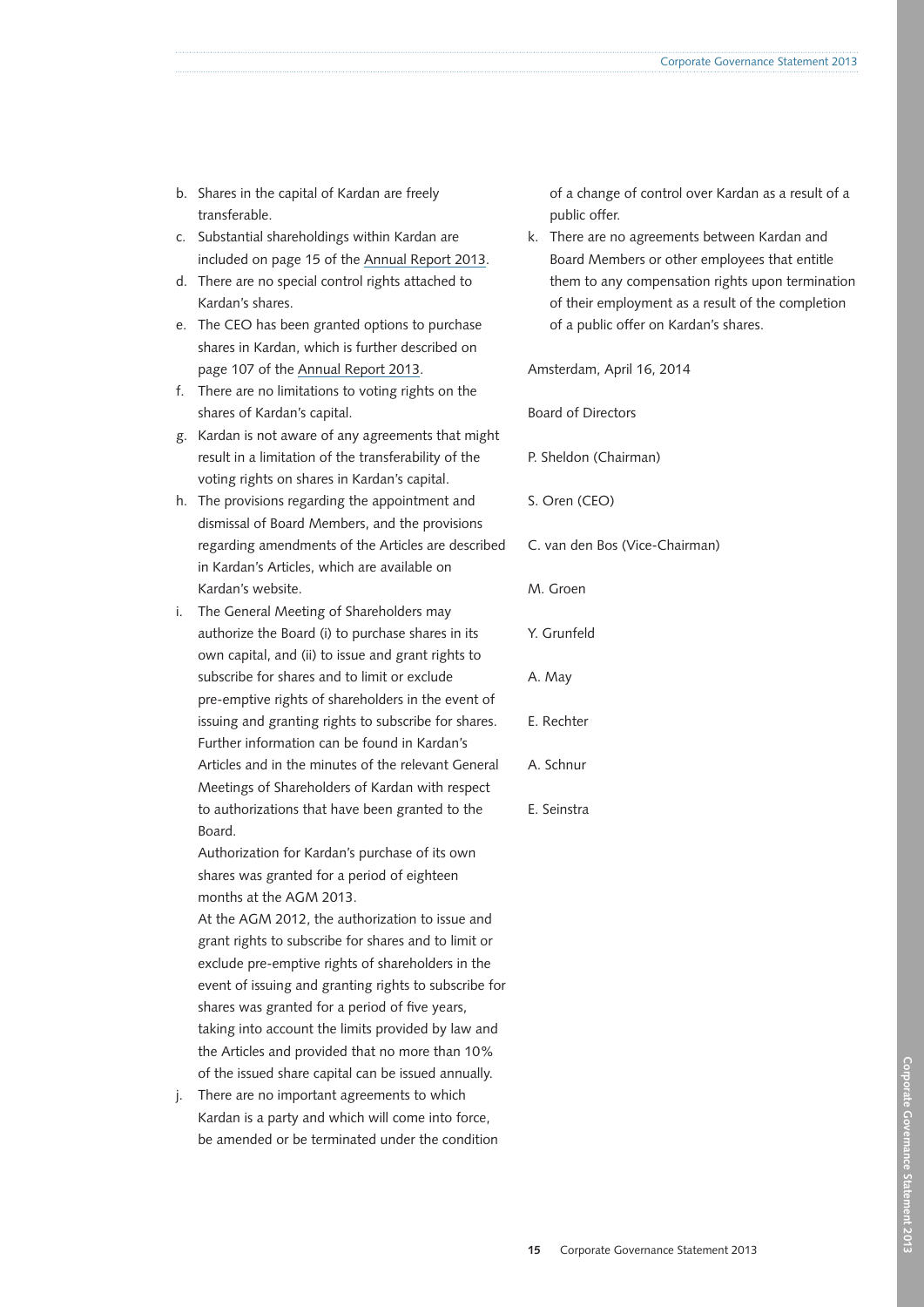b. Shares in the capital of Kardan are freely transferable.
c. Substantial shareholdings within Kardan are included on page 15 of the Annual Report 2013.
d. There are no special control rights attached to Kardan's shares.
e. The CEO has been granted options to purchase shares in Kardan, which is further described on page 107 of the Annual Report 2013.
f. There are no limitations to voting rights on the shares of Kardan's capital.
g. Kardan is not aware of any agreements that might result in a limitation of the transferability of the voting rights on shares in Kardan's capital.
h. The provisions regarding the appointment and dismissal of Board Members, and the provisions regarding amendments of the Articles are described in Kardan's Articles, which are available on Kardan's website.
i. The General Meeting of Shareholders may authorize the Board (i) to purchase shares in its own capital, and (ii) to issue and grant rights to subscribe for shares and to limit or exclude pre-emptive rights of shareholders in the event of issuing and granting rights to subscribe for shares. Further information can be found in Kardan's Articles and in the minutes of the relevant General Meetings of Shareholders of Kardan with respect to authorizations that have been granted to the Board.

   Authorization for Kardan's purchase of its own shares was granted for a period of eighteen months at the AGM 2013.

   At the AGM 2012, the authorization to issue and grant rights to subscribe for shares and to limit or exclude pre-emptive rights of shareholders in the event of issuing and granting rights to subscribe for shares was granted for a period of five years, taking into account the limits provided by law and the Articles and provided that no more than 10% of the issued share capital can be issued annually.
j. There are no important agreements to which Kardan is a party and which will come into force, be amended or be terminated under the condition of a change of control over Kardan as a result of a public offer.
k. There are no agreements between Kardan and Board Members or other employees that entitle them to any compensation rights upon termination of their employment as a result of the completion of a public offer on Kardan's shares.

Amsterdam, April 16, 2014

Board of Directors

P. Sheldon (Chairman)

S. Oren (CEO)

C. van den Bos (Vice-Chairman)

M. Groen

Y. Grunfeld

A. May

E. Rechter

A. Schnur

E. Seinstra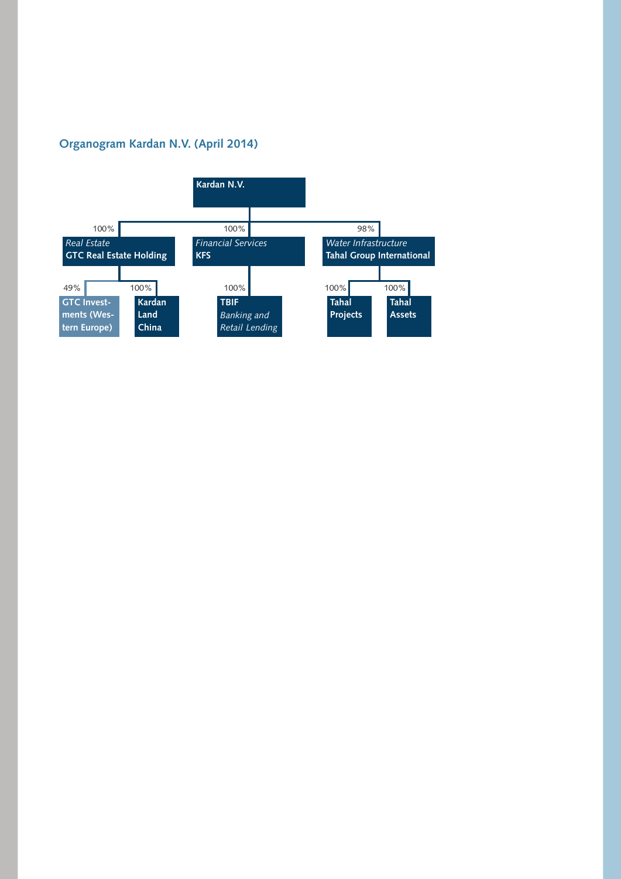## Organogram Kardan N.V. (April 2014)

Kardan N.V.

100%
*Real Estate*
**GTC Real Estate Holding**

100%
*Financial Services*
**KFS**

98%
*Water Infrastructure*
**Tahal Group International**

49%
**GTC Investments (Western Europe)**

100%
**Kardan Land China**

100%
**TBIF**
*Banking and Retail Lending*

100%
**Tahal Projects**

100%
**Tahal Assets**